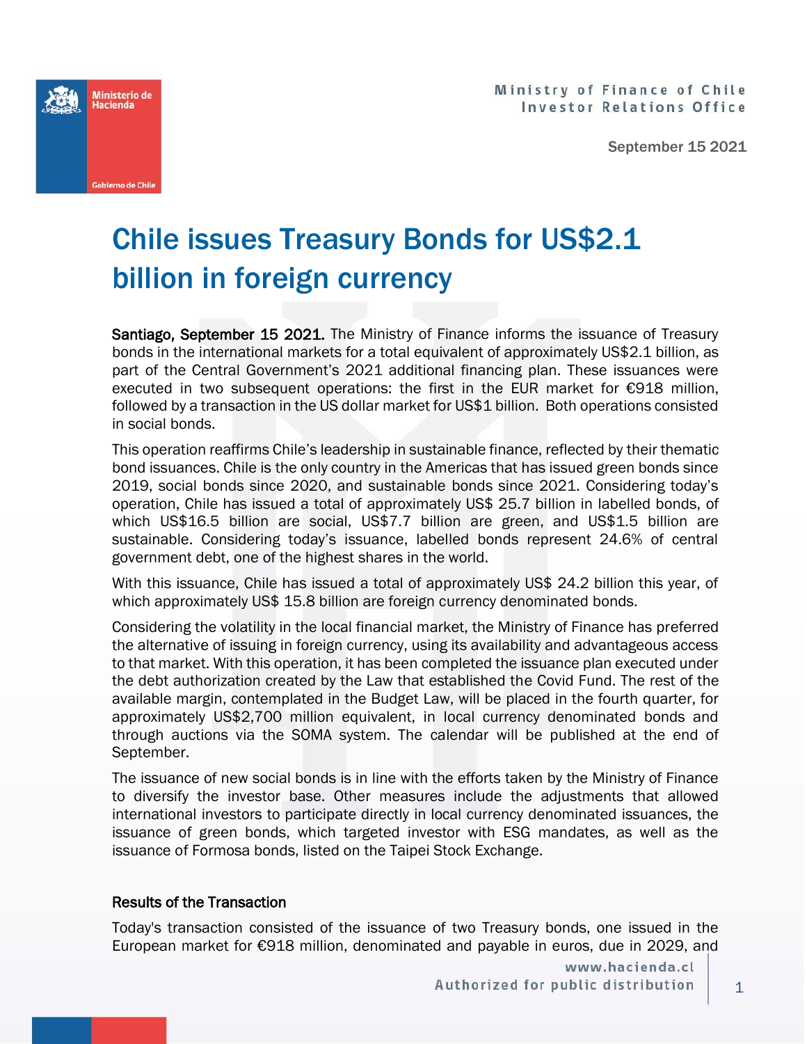Ministry of Finance of Chile
Investor Relations Office

September 15 2021

# Chile issues Treasury Bonds for US$2.1 billion in foreign currency

Santiago, September 15 2021. The Ministry of Finance informs the issuance of Treasury bonds in the international markets for a total equivalent of approximately US$2.1 billion, as part of the Central Government's 2021 additional financing plan. These issuances were executed in two subsequent operations: the first in the EUR market for €918 million, followed by a transaction in the US dollar market for US$1 billion. Both operations consisted in social bonds.

This operation reaffirms Chile's leadership in sustainable finance, reflected by their thematic bond issuances. Chile is the only country in the Americas that has issued green bonds since 2019, social bonds since 2020, and sustainable bonds since 2021. Considering today's operation, Chile has issued a total of approximately US$ 25.7 billion in labelled bonds, of which US$16.5 billion are social, US$7.7 billion are green, and US$1.5 billion are sustainable. Considering today's issuance, labelled bonds represent 24.6% of central government debt, one of the highest shares in the world.

With this issuance, Chile has issued a total of approximately US$ 24.2 billion this year, of which approximately US$ 15.8 billion are foreign currency denominated bonds.

Considering the volatility in the local financial market, the Ministry of Finance has preferred the alternative of issuing in foreign currency, using its availability and advantageous access to that market. With this operation, it has been completed the issuance plan executed under the debt authorization created by the Law that established the Covid Fund. The rest of the available margin, contemplated in the Budget Law, will be placed in the fourth quarter, for approximately US$2,700 million equivalent, in local currency denominated bonds and through auctions via the SOMA system. The calendar will be published at the end of September.

The issuance of new social bonds is in line with the efforts taken by the Ministry of Finance to diversify the investor base. Other measures include the adjustments that allowed international investors to participate directly in local currency denominated issuances, the issuance of green bonds, which targeted investor with ESG mandates, as well as the issuance of Formosa bonds, listed on the Taipei Stock Exchange.

## Results of the Transaction

Today's transaction consisted of the issuance of two Treasury bonds, one issued in the European market for €918 million, denominated and payable in euros, due in 2029, and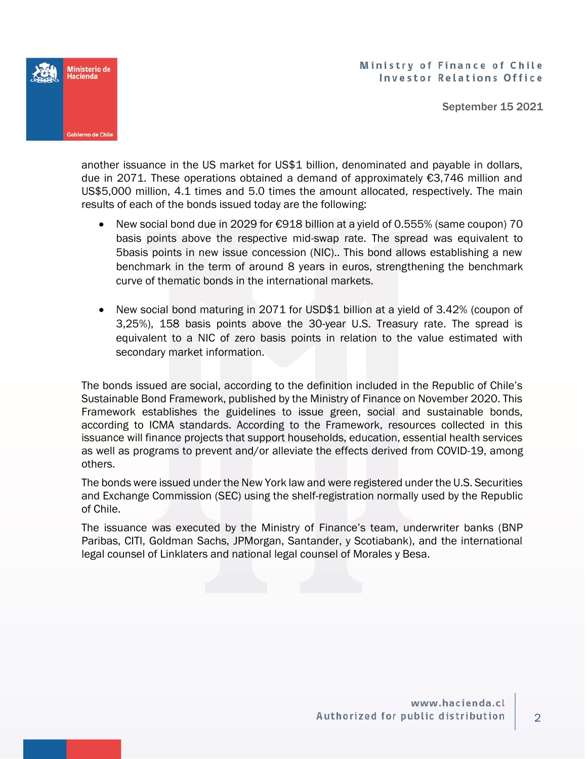another issuance in the US market for US$1 billion, denominated and payable in dollars, due in 2071. These operations obtained a demand of approximately €3,746 million and US$5,000 million, 4.1 times and 5.0 times the amount allocated, respectively. The main results of each of the bonds issued today are the following:

- New social bond due in 2029 for €918 billion at a yield of 0.555% (same coupon) 70 basis points above the respective mid-swap rate. The spread was equivalent to 5basis points in new issue concession (NIC).. This bond allows establishing a new benchmark in the term of around 8 years in euros, strengthening the benchmark curve of thematic bonds in the international markets.

- New social bond maturing in 2071 for USD$1 billion at a yield of 3.42% (coupon of 3,25%), 158 basis points above the 30-year U.S. Treasury rate. The spread is equivalent to a NIC of zero basis points in relation to the value estimated with secondary market information.

The bonds issued are social, according to the definition included in the Republic of Chile's Sustainable Bond Framework, published by the Ministry of Finance on November 2020. This Framework establishes the guidelines to issue green, social and sustainable bonds, according to ICMA standards. According to the Framework, resources collected in this issuance will finance projects that support households, education, essential health services as well as programs to prevent and/or alleviate the effects derived from COVID-19, among others.

The bonds were issued under the New York law and were registered under the U.S. Securities and Exchange Commission (SEC) using the shelf-registration normally used by the Republic of Chile.

The issuance was executed by the Ministry of Finance's team, underwriter banks (BNP Paribas, CITI, Goldman Sachs, JPMorgan, Santander, y Scotiabank), and the international legal counsel of Linklaters and national legal counsel of Morales y Besa.